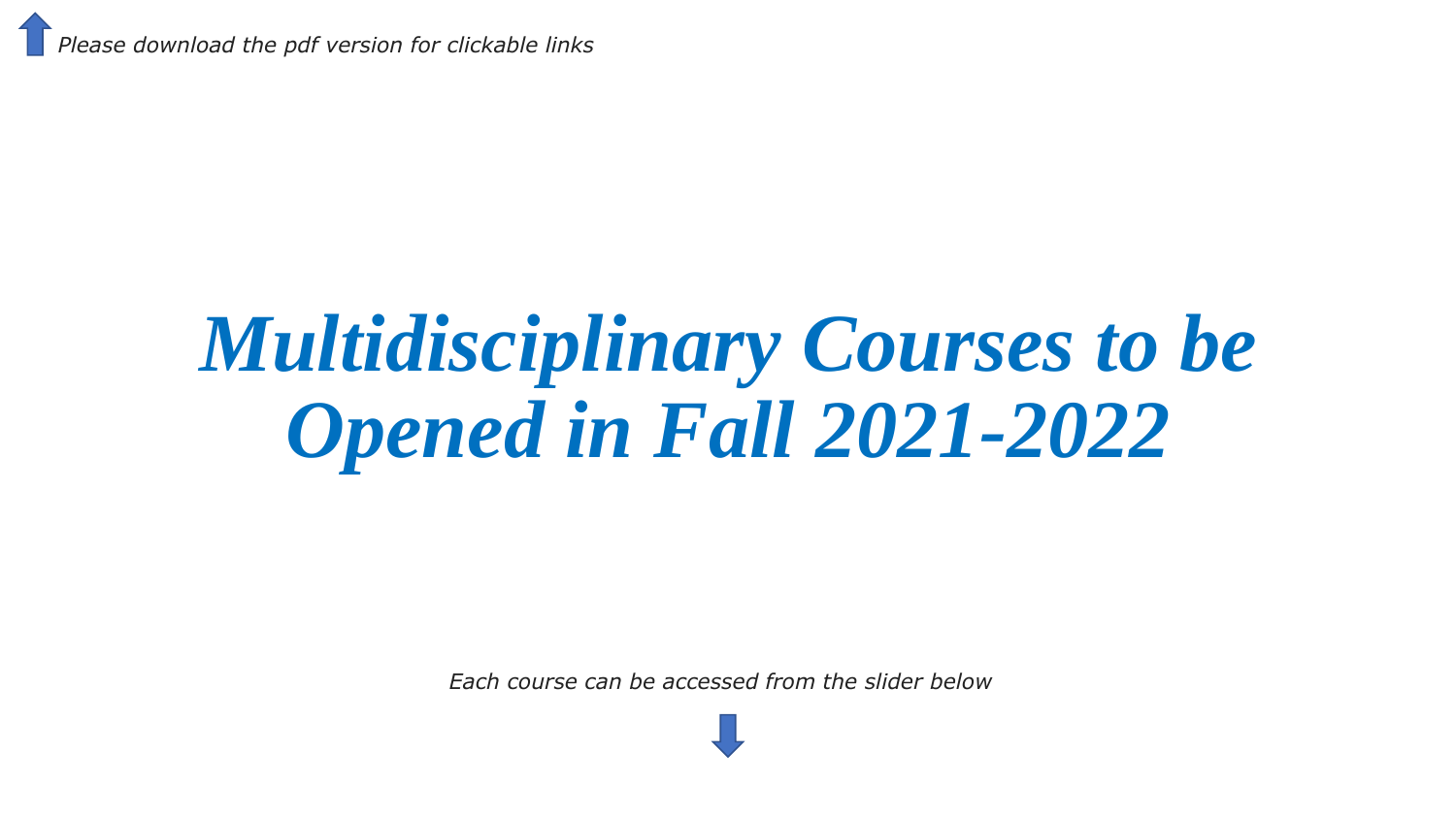*Please download the pdf version for clickable links*

# *Multidisciplinary Courses to be Opened in Fall 2021-2022*

*Each course can be accessed from the slider below*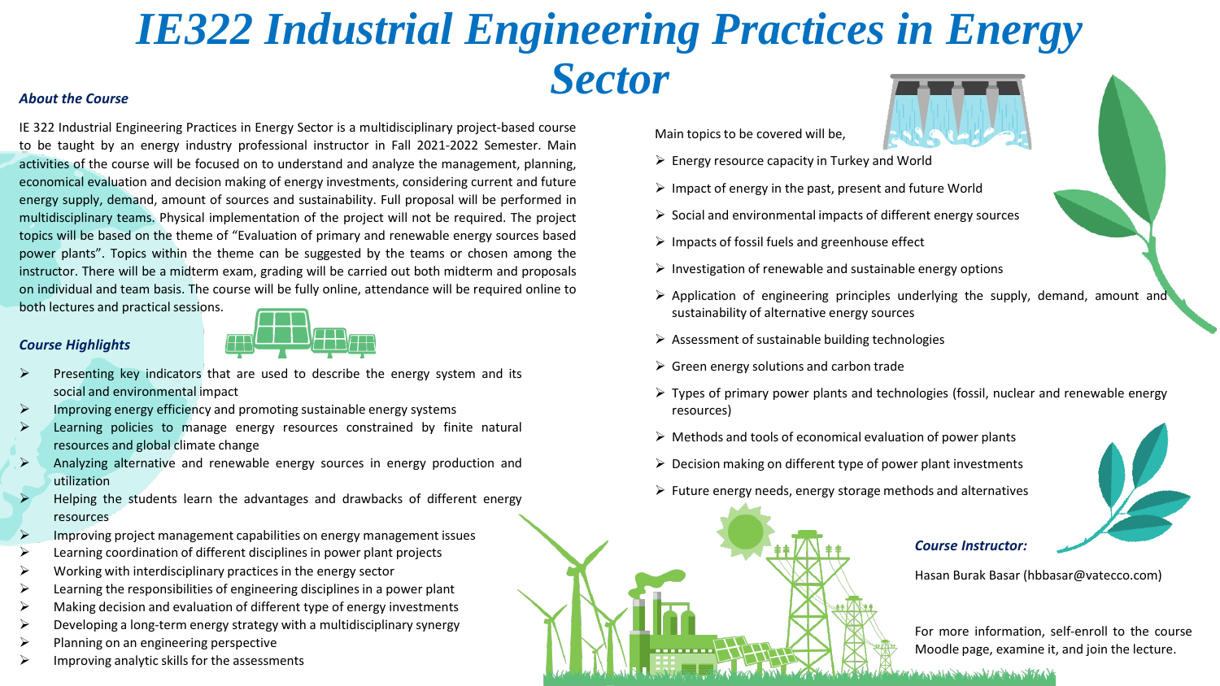# IE322 Industrial Engineering Practices in Energy Sector

### About the Course

IE 322 Industrial Engineering Practices in Energy Sector is a multidisciplinary project-based course to be taught by an energy industry professional instructor in Fall 2021-2022 Semester. Main activities of the course will be focused on to understand and analyze the management, planning, economical evaluation and decision making of energy investments, considering current and future energy supply, demand, amount of sources and sustainability. Full proposal will be performed in multidisciplinary teams. Physical implementation of the project will not be required. The project topics will be based on the theme of "Evaluation of primary and renewable energy sources based power plants". Topics within the theme can be suggested by the teams or chosen among the instructor. There will be a midterm exam, grading will be carried out both midterm and proposals on individual and team basis. The course will be fully online, attendance will be required online to both lectures and practical sessions.

### Course Highlights

- Presenting key indicators that are used to describe the energy system and its social and environmental impact
- Improving energy efficiency and promoting sustainable energy systems
- Learning policies to manage energy resources constrained by finite natural resources and global climate change
- Analyzing alternative and renewable energy sources in energy production and utilization
- Helping the students learn the advantages and drawbacks of different energy resources
- Improving project management capabilities on energy management issues
- Learning coordination of different disciplines in power plant projects
- Working with interdisciplinary practices in the energy sector
- Learning the responsibilities of engineering disciplines in a power plant
- Making decision and evaluation of different type of energy investments
- Developing a long-term energy strategy with a multidisciplinary synergy
- Planning on an engineering perspective
- Improving analytic skills for the assessments

Main topics to be covered will be,

- Energy resource capacity in Turkey and World
- Impact of energy in the past, present and future World
- Social and environmental impacts of different energy sources
- Impacts of fossil fuels and greenhouse effect
- Investigation of renewable and sustainable energy options
- Application of engineering principles underlying the supply, demand, amount and sustainability of alternative energy sources
- Assessment of sustainable building technologies
- Green energy solutions and carbon trade
- Types of primary power plants and technologies (fossil, nuclear and renewable energy resources)
- Methods and tools of economical evaluation of power plants
- Decision making on different type of power plant investments
- Future energy needs, energy storage methods and alternatives

### Course Instructor:

Hasan Burak Basar (hbbasar@vatecco.com)

For more information, self-enroll to the course Moodle page, examine it, and join the lecture.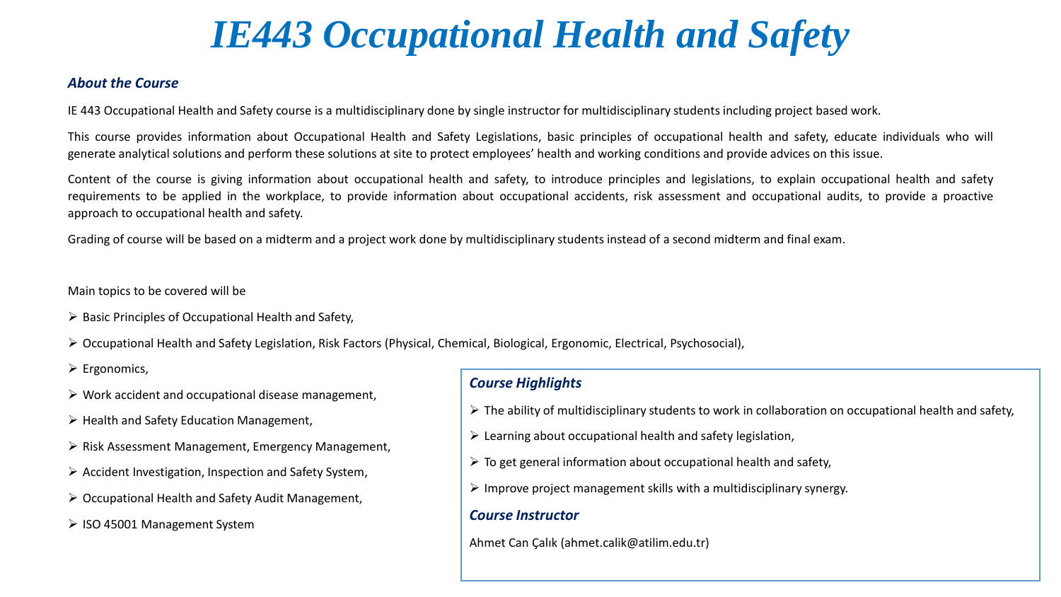# IE443 Occupational Health and Safety

### *About the Course*

IE 443 Occupational Health and Safety course is a multidisciplinary done by single instructor for multidisciplinary students including project based work.

This course provides information about Occupational Health and Safety Legislations, basic principles of occupational health and safety, educate individuals who will generate analytical solutions and perform these solutions at site to protect employees' health and working conditions and provide advices on this issue.

Content of the course is giving information about occupational health and safety, to introduce principles and legislations, to explain occupational health and safety requirements to be applied in the workplace, to provide information about occupational accidents, risk assessment and occupational audits, to provide a proactive approach to occupational health and safety.

Grading of course will be based on a midterm and a project work done by multidisciplinary students instead of a second midterm and final exam.

Main topics to be covered will be

- Basic Principles of Occupational Health and Safety,
- Occupational Health and Safety Legislation, Risk Factors (Physical, Chemical, Biological, Ergonomic, Electrical, Psychosocial),
- Ergonomics,
- Work accident and occupational disease management,
- Health and Safety Education Management,
- Risk Assessment Management, Emergency Management,
- Accident Investigation, Inspection and Safety System,
- Occupational Health and Safety Audit Management,
- ISO 45001 Management System

### *Course Highlights*

- The ability of multidisciplinary students to work in collaboration on occupational health and safety,
- Learning about occupational health and safety legislation,
- To get general information about occupational health and safety,
- Improve project management skills with a multidisciplinary synergy.

### *Course Instructor*

Ahmet Can Çalık (ahmet.calik@atilim.edu.tr)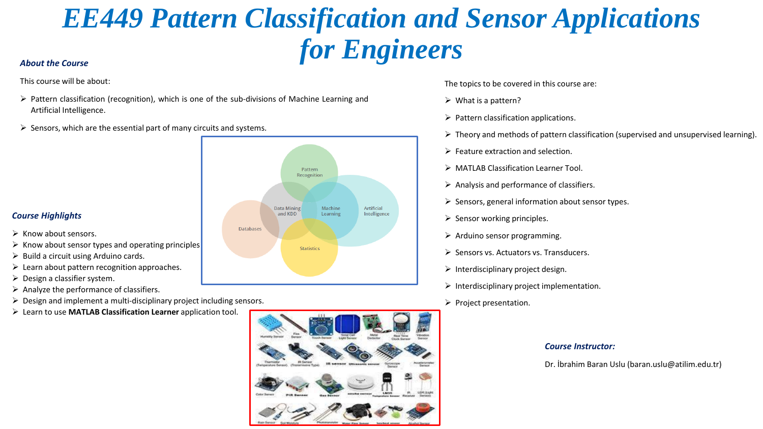# EE449 Pattern Classification and Sensor Applications for Engineers

### About the Course

This course will be about:

- Pattern classification (recognition), which is one of the sub-divisions of Machine Learning and Artificial Intelligence.
- Sensors, which are the essential part of many circuits and systems.

### Course Highlights

- Know about sensors.
- Know about sensor types and operating principles
- Build a circuit using Arduino cards.
- Learn about pattern recognition approaches.
- Design a classifier system.
- Analyze the performance of classifiers.
- Design and implement a multi-disciplinary project including sensors.
- Learn to use **MATLAB Classification Learner** application tool.

The topics to be covered in this course are:

- What is a pattern?
- Pattern classification applications.
- Theory and methods of pattern classification (supervised and unsupervised learning).
- Feature extraction and selection.
- MATLAB Classification Learner Tool.
- Analysis and performance of classifiers.
- Sensors, general information about sensor types.
- Sensor working principles.
- Arduino sensor programming.
- Sensors vs. Actuators vs. Transducers.
- Interdisciplinary project design.
- Interdisciplinary project implementation.
- Project presentation.

### Course Instructor:

Dr. İbrahim Baran Uslu (baran.uslu@atilim.edu.tr)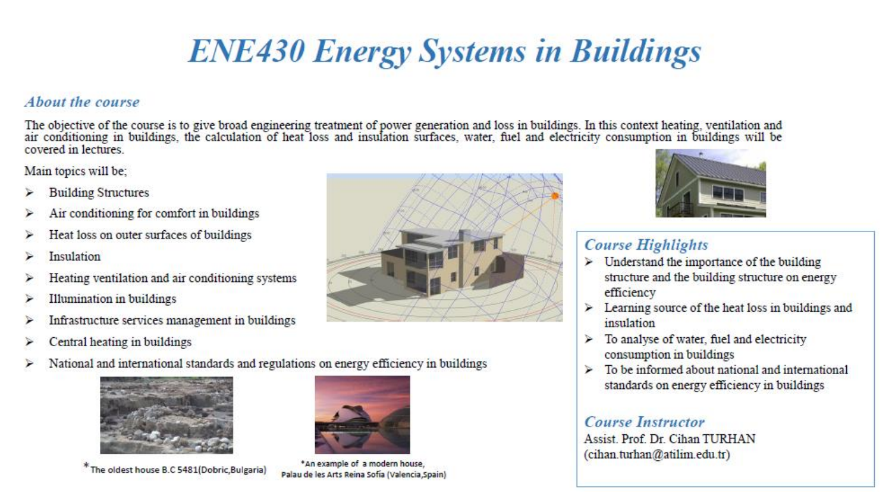# ENE430 Energy Systems in Buildings

## *About the course*

The objective of the course is to give broad engineering treatment of power generation and loss in buildings. In this context heating, ventilation and air conditioning in buildings, the calculation of heat loss and insulation surfaces, water, fuel and electricity consumption in buildings will be covered in lectures.

Main topics will be;

- Building Structures
- Air conditioning for comfort in buildings
- Heat loss on outer surfaces of buildings
- Insulation
- Heating ventilation and air conditioning systems
- Illumination in buildings
- Infrastructure services management in buildings
- Central heating in buildings
- National and international standards and regulations on energy efficiency in buildings

*The oldest house B.C 5481(Dobric,Bulgaria)

*An example of a modern house, Palau de les Arts Reina Sofia (Valencia,Spain)

## *Course Highlights*

- Understand the importance of the building structure and the building structure on energy efficiency
- Learning source of the heat loss in buildings and insulation
- To analyse of water, fuel and electricity consumption in buildings
- To be informed about national and international standards on energy efficiency in buildings

## *Course Instructor*

Assist. Prof. Dr. Cihan TURHAN
(cihan.turhan@atilim.edu.tr)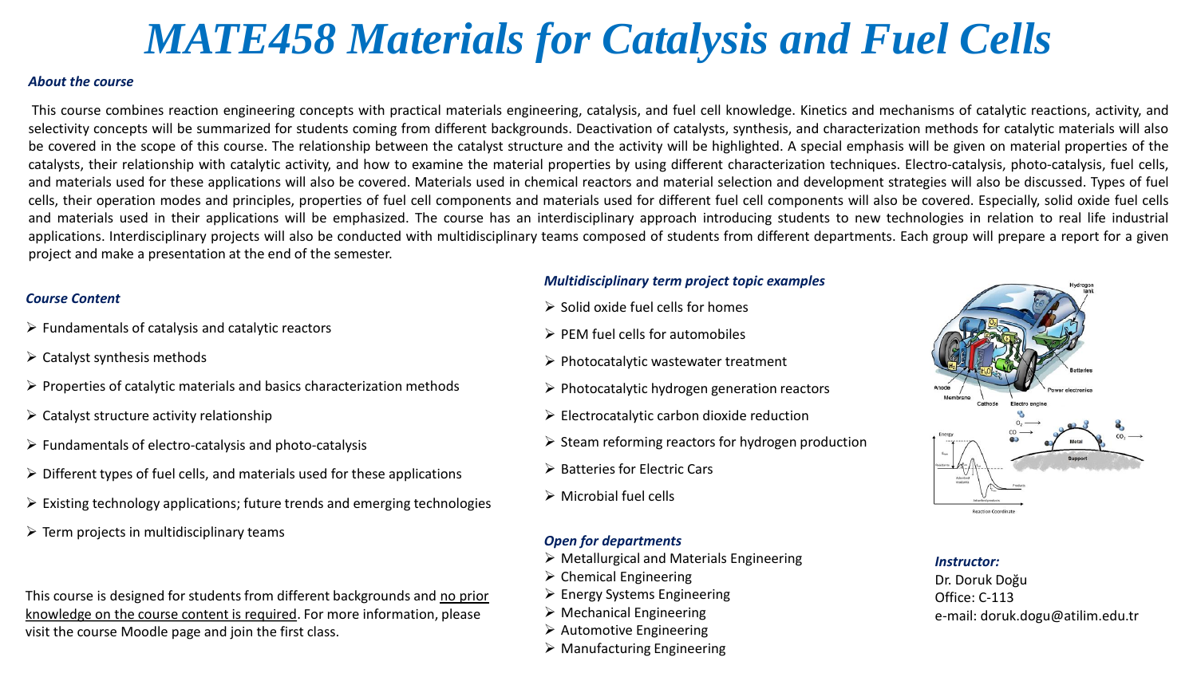# *MATE458 Materials for Catalysis and Fuel Cells*

***About the course***

This course combines reaction engineering concepts with practical materials engineering, catalysis, and fuel cell knowledge. Kinetics and mechanisms of catalytic reactions, activity, and selectivity concepts will be summarized for students coming from different backgrounds. Deactivation of catalysts, synthesis, and characterization methods for catalytic materials will also be covered in the scope of this course. The relationship between the catalyst structure and the activity will be highlighted. A special emphasis will be given on material properties of the catalysts, their relationship with catalytic activity, and how to examine the material properties by using different characterization techniques. Electro-catalysis, photo-catalysis, fuel cells, and materials used for these applications will also be covered. Materials used in chemical reactors and material selection and development strategies will also be discussed. Types of fuel cells, their operation modes and principles, properties of fuel cell components and materials used for different fuel cell components will also be covered. Especially, solid oxide fuel cells and materials used in their applications will be emphasized. The course has an interdisciplinary approach introducing students to new technologies in relation to real life industrial applications. Interdisciplinary projects will also be conducted with multidisciplinary teams composed of students from different departments. Each group will prepare a report for a given project and make a presentation at the end of the semester.

***Course Content***

- Fundamentals of catalysis and catalytic reactors
- Catalyst synthesis methods
- Properties of catalytic materials and basics characterization methods
- Catalyst structure activity relationship
- Fundamentals of electro-catalysis and photo-catalysis
- Different types of fuel cells, and materials used for these applications
- Existing technology applications; future trends and emerging technologies
- Term projects in multidisciplinary teams

This course is designed for students from different backgrounds and no prior knowledge on the course content is required. For more information, please visit the course Moodle page and join the first class.

***Multidisciplinary term project topic examples***

- Solid oxide fuel cells for homes
- PEM fuel cells for automobiles
- Photocatalytic wastewater treatment
- Photocatalytic hydrogen generation reactors
- Electrocatalytic carbon dioxide reduction
- Steam reforming reactors for hydrogen production
- Batteries for Electric Cars
- Microbial fuel cells

***Open for departments***

- Metallurgical and Materials Engineering
- Chemical Engineering
- Energy Systems Engineering
- Mechanical Engineering
- Automotive Engineering
- Manufacturing Engineering

***Instructor:***

Dr. Doruk Doğu
Office: C-113
e-mail: doruk.dogu@atilim.edu.tr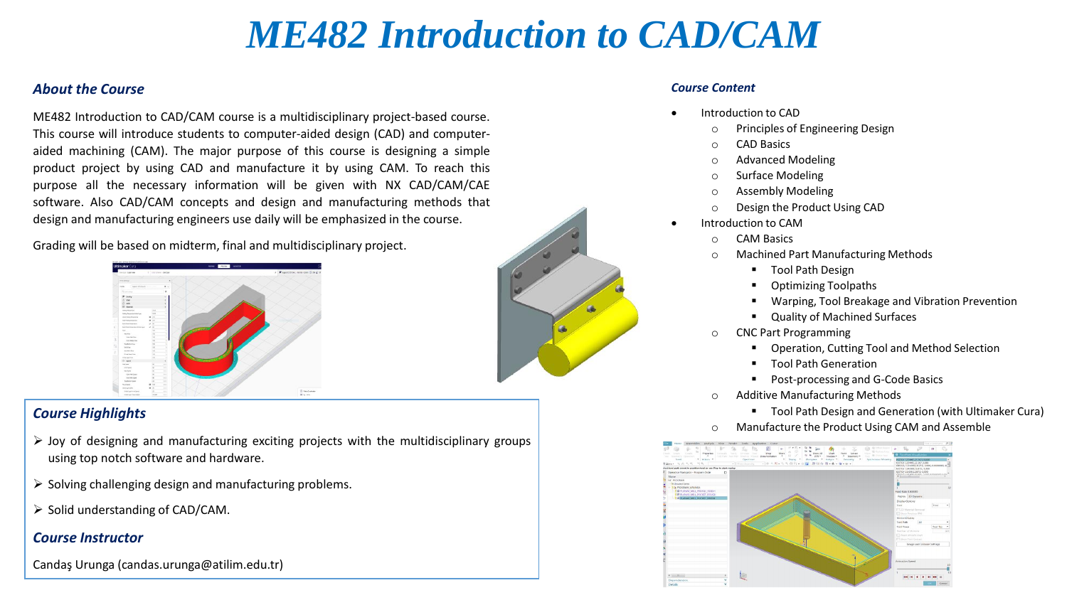# ME482 Introduction to CAD/CAM

### *About the Course*

ME482 Introduction to CAD/CAM course is a multidisciplinary project-based course. This course will introduce students to computer-aided design (CAD) and computer-aided machining (CAM). The major purpose of this course is designing a simple product project by using CAD and manufacture it by using CAM. To reach this purpose all the necessary information will be given with NX CAD/CAM/CAE software. Also CAD/CAM concepts and design and manufacturing methods that design and manufacturing engineers use daily will be emphasized in the course.

Grading will be based on midterm, final and multidisciplinary project.

### *Course Highlights*

- Joy of designing and manufacturing exciting projects with the multidisciplinary groups using top notch software and hardware.
- Solving challenging design and manufacturing problems.
- Solid understanding of CAD/CAM.

### *Course Instructor*

Candaş Urunga (candas.urunga@atilim.edu.tr)

### *Course Content*

- Introduction to CAD
  - Principles of Engineering Design
  - CAD Basics
  - Advanced Modeling
  - Surface Modeling
  - Assembly Modeling
  - Design the Product Using CAD
- Introduction to CAM
  - CAM Basics
  - Machined Part Manufacturing Methods
    - Tool Path Design
    - Optimizing Toolpaths
    - Warping, Tool Breakage and Vibration Prevention
    - Quality of Machined Surfaces
  - CNC Part Programming
    - Operation, Cutting Tool and Method Selection
    - Tool Path Generation
    - Post-processing and G-Code Basics
  - Additive Manufacturing Methods
    - Tool Path Design and Generation (with Ultimaker Cura)
  - Manufacture the Product Using CAM and Assemble